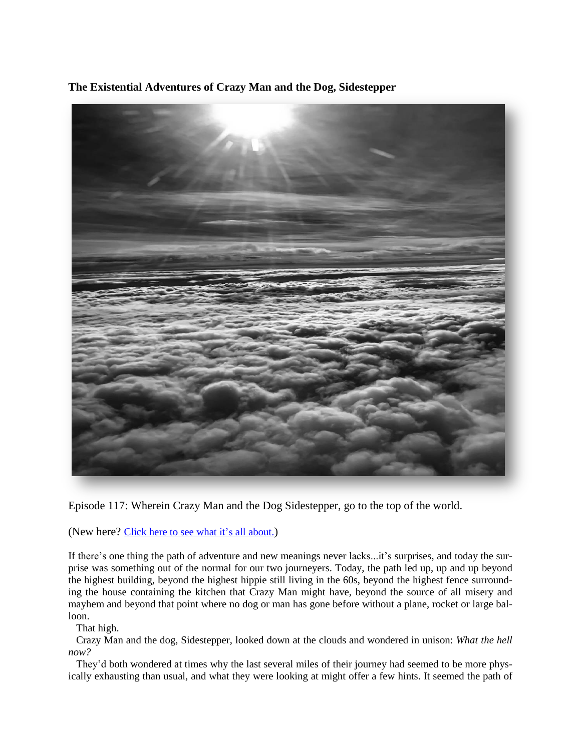**The Existential Adventures of Crazy Man and the Dog, Sidestepper**

Episode 117: Wherein Crazy Man and the Dog Sidestepper, go to the top of the world.

(New here? [Click here to see what it's all about.](#))

If there's one thing the path of adventure and new meanings never lacks...it's surprises, and today the surprise was something out of the normal for our two journeyers. Today, the path led up, up and up beyond the highest building, beyond the highest hippie still living in the 60s, beyond the highest fence surrounding the house containing the kitchen that Crazy Man might have, beyond the source of all misery and mayhem and beyond that point where no dog or man has gone before without a plane, rocket or large balloon.

That high.

Crazy Man and the dog, Sidestepper, looked down at the clouds and wondered in unison: *What the hell now?*

They'd both wondered at times why the last several miles of their journey had seemed to be more physically exhausting than usual, and what they were looking at might offer a few hints. It seemed the path of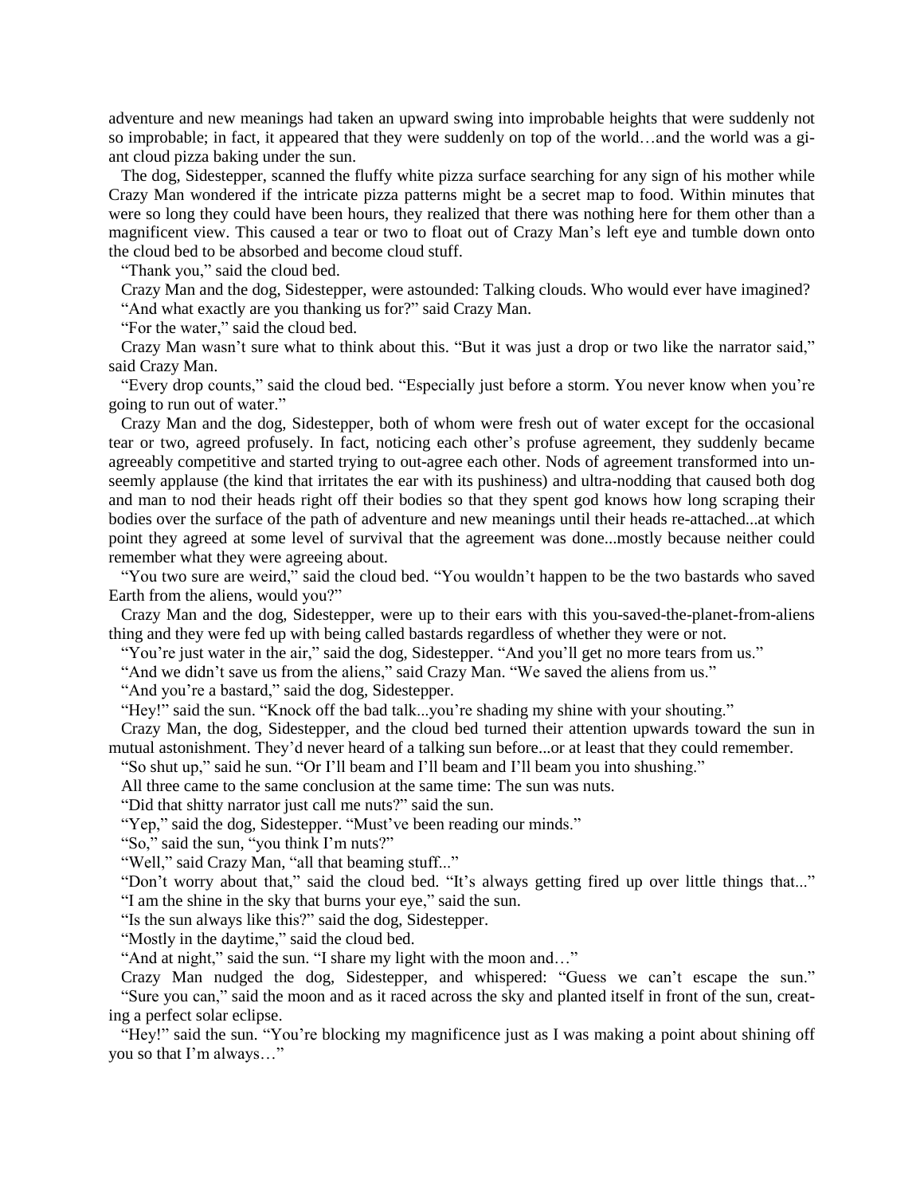adventure and new meanings had taken an upward swing into improbable heights that were suddenly not so improbable; in fact, it appeared that they were suddenly on top of the world…and the world was a giant cloud pizza baking under the sun.

The dog, Sidestepper, scanned the fluffy white pizza surface searching for any sign of his mother while Crazy Man wondered if the intricate pizza patterns might be a secret map to food. Within minutes that were so long they could have been hours, they realized that there was nothing here for them other than a magnificent view. This caused a tear or two to float out of Crazy Man's left eye and tumble down onto the cloud bed to be absorbed and become cloud stuff.

"Thank you," said the cloud bed.

Crazy Man and the dog, Sidestepper, were astounded: Talking clouds. Who would ever have imagined?

"And what exactly are you thanking us for?" said Crazy Man.

"For the water," said the cloud bed.

Crazy Man wasn't sure what to think about this. "But it was just a drop or two like the narrator said," said Crazy Man.

"Every drop counts," said the cloud bed. "Especially just before a storm. You never know when you're going to run out of water."

Crazy Man and the dog, Sidestepper, both of whom were fresh out of water except for the occasional tear or two, agreed profusely. In fact, noticing each other's profuse agreement, they suddenly became agreeably competitive and started trying to out-agree each other. Nods of agreement transformed into unseemly applause (the kind that irritates the ear with its pushiness) and ultra-nodding that caused both dog and man to nod their heads right off their bodies so that they spent god knows how long scraping their bodies over the surface of the path of adventure and new meanings until their heads re-attached...at which point they agreed at some level of survival that the agreement was done...mostly because neither could remember what they were agreeing about.

"You two sure are weird," said the cloud bed. "You wouldn't happen to be the two bastards who saved Earth from the aliens, would you?"

Crazy Man and the dog, Sidestepper, were up to their ears with this you-saved-the-planet-from-aliens thing and they were fed up with being called bastards regardless of whether they were or not.

"You're just water in the air," said the dog, Sidestepper. "And you'll get no more tears from us."

"And we didn't save us from the aliens," said Crazy Man. "We saved the aliens from us."

"And you're a bastard," said the dog, Sidestepper.

"Hey!" said the sun. "Knock off the bad talk...you're shading my shine with your shouting."

Crazy Man, the dog, Sidestepper, and the cloud bed turned their attention upwards toward the sun in mutual astonishment. They'd never heard of a talking sun before...or at least that they could remember.

"So shut up," said he sun. "Or I'll beam and I'll beam and I'll beam you into shushing."

All three came to the same conclusion at the same time: The sun was nuts.

"Did that shitty narrator just call me nuts?" said the sun.

"Yep," said the dog, Sidestepper. "Must've been reading our minds."

"So," said the sun, "you think I'm nuts?"

"Well," said Crazy Man, "all that beaming stuff..."

"Don't worry about that," said the cloud bed. "It's always getting fired up over little things that..."

"I am the shine in the sky that burns your eye," said the sun.

"Is the sun always like this?" said the dog, Sidestepper.

"Mostly in the daytime," said the cloud bed.

"And at night," said the sun. "I share my light with the moon and…"

Crazy Man nudged the dog, Sidestepper, and whispered: "Guess we can't escape the sun."

"Sure you can," said the moon and as it raced across the sky and planted itself in front of the sun, creating a perfect solar eclipse.

"Hey!" said the sun. "You're blocking my magnificence just as I was making a point about shining off you so that I'm always…"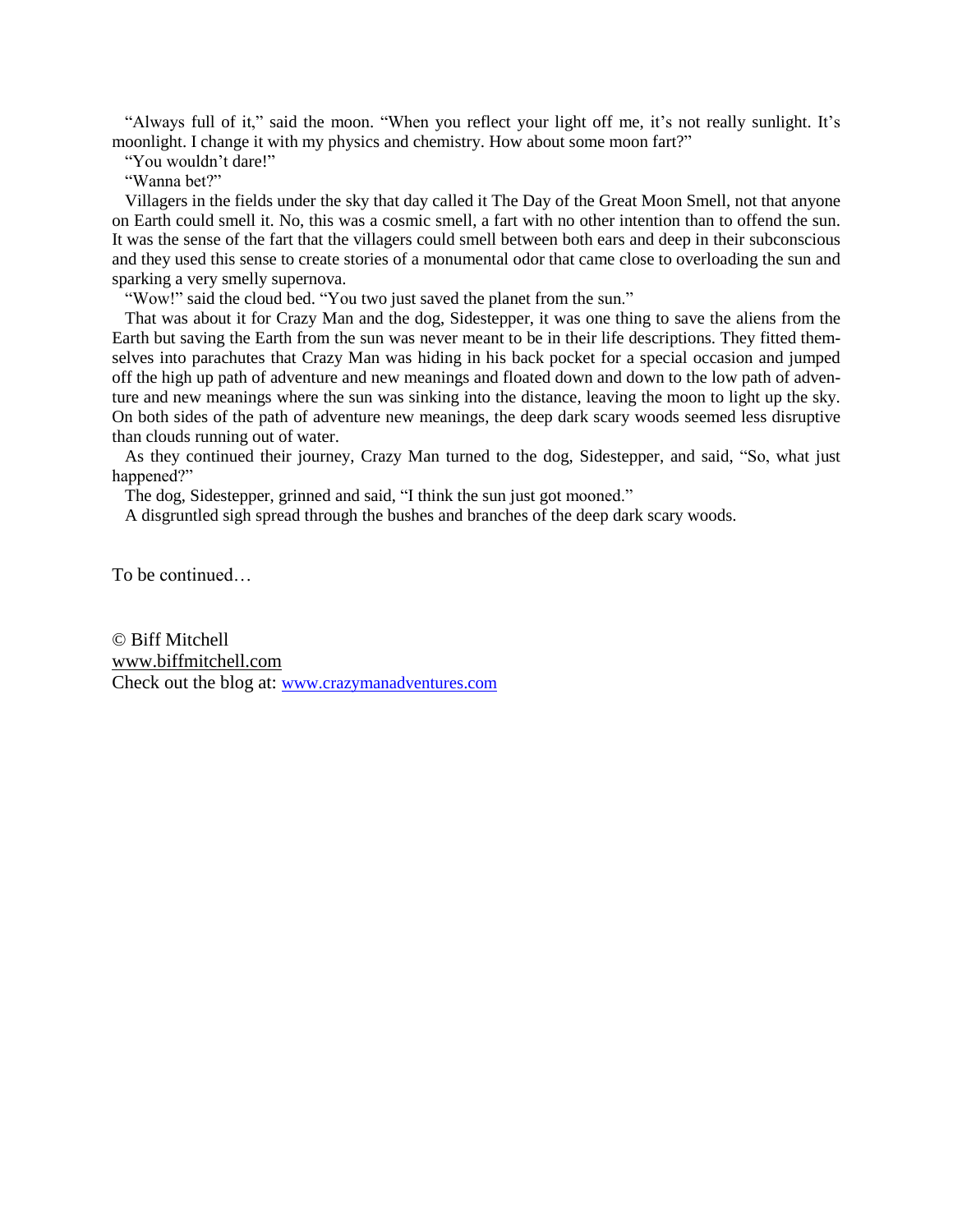"Always full of it," said the moon. "When you reflect your light off me, it's not really sunlight. It's moonlight. I change it with my physics and chemistry. How about some moon fart?"

"You wouldn't dare!"

"Wanna bet?"

Villagers in the fields under the sky that day called it The Day of the Great Moon Smell, not that anyone on Earth could smell it. No, this was a cosmic smell, a fart with no other intention than to offend the sun. It was the sense of the fart that the villagers could smell between both ears and deep in their subconscious and they used this sense to create stories of a monumental odor that came close to overloading the sun and sparking a very smelly supernova.

"Wow!" said the cloud bed. "You two just saved the planet from the sun."

That was about it for Crazy Man and the dog, Sidestepper, it was one thing to save the aliens from the Earth but saving the Earth from the sun was never meant to be in their life descriptions. They fitted themselves into parachutes that Crazy Man was hiding in his back pocket for a special occasion and jumped off the high up path of adventure and new meanings and floated down and down to the low path of adventure and new meanings where the sun was sinking into the distance, leaving the moon to light up the sky. On both sides of the path of adventure new meanings, the deep dark scary woods seemed less disruptive than clouds running out of water.

As they continued their journey, Crazy Man turned to the dog, Sidestepper, and said, "So, what just happened?"

The dog, Sidestepper, grinned and said, "I think the sun just got mooned."

A disgruntled sigh spread through the bushes and branches of the deep dark scary woods.

To be continued…

© Biff Mitchell
www.biffmitchell.com
Check out the blog at: www.crazymanadventures.com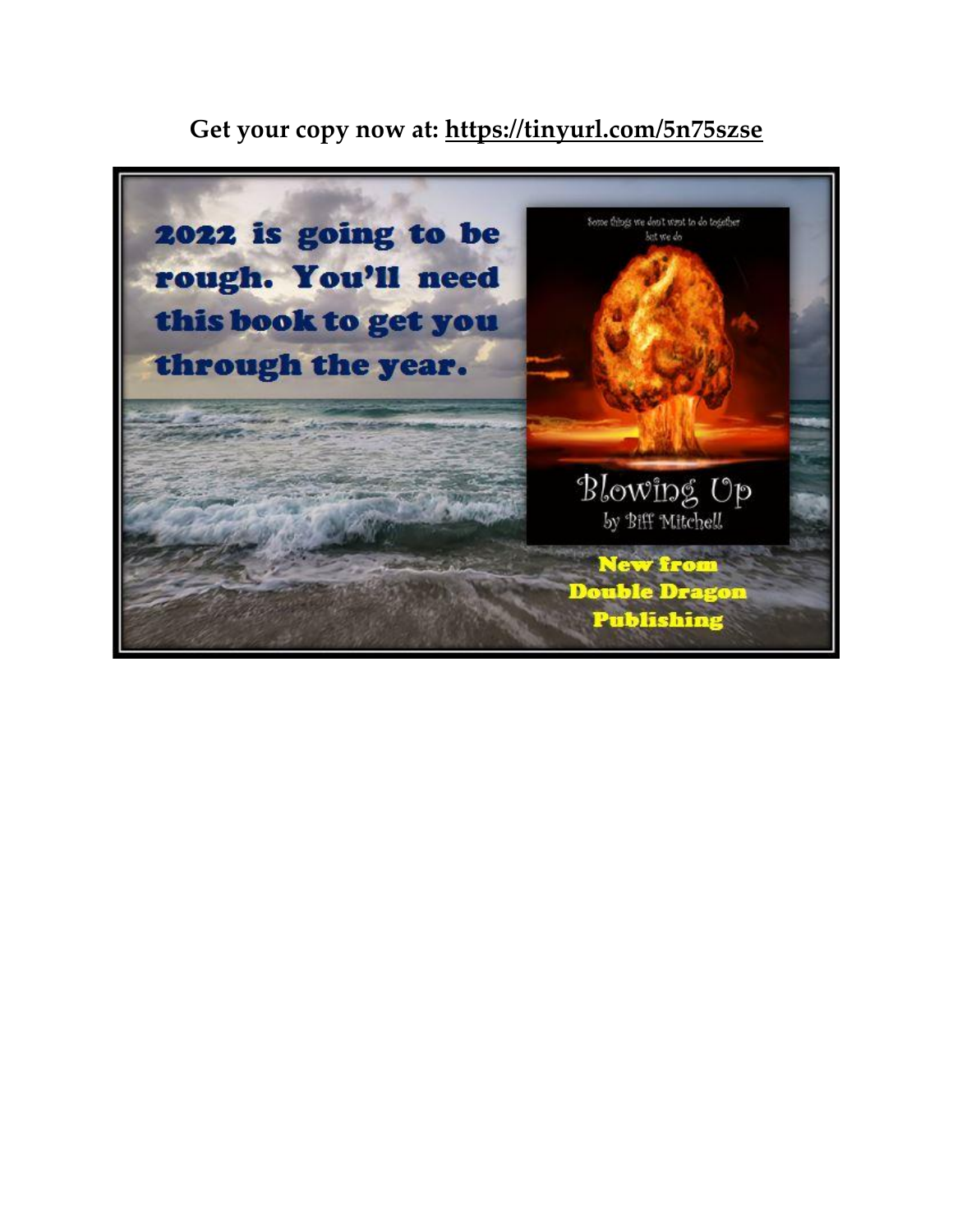**Get your copy now at: https://tinyurl.com/5n75szse**

2022 is going to be rough. You'll need this book to get you through the year.

Some things we don't want to do together but we do

Blowing Up

by Biff Mitchell

New from Double Dragon Publishing